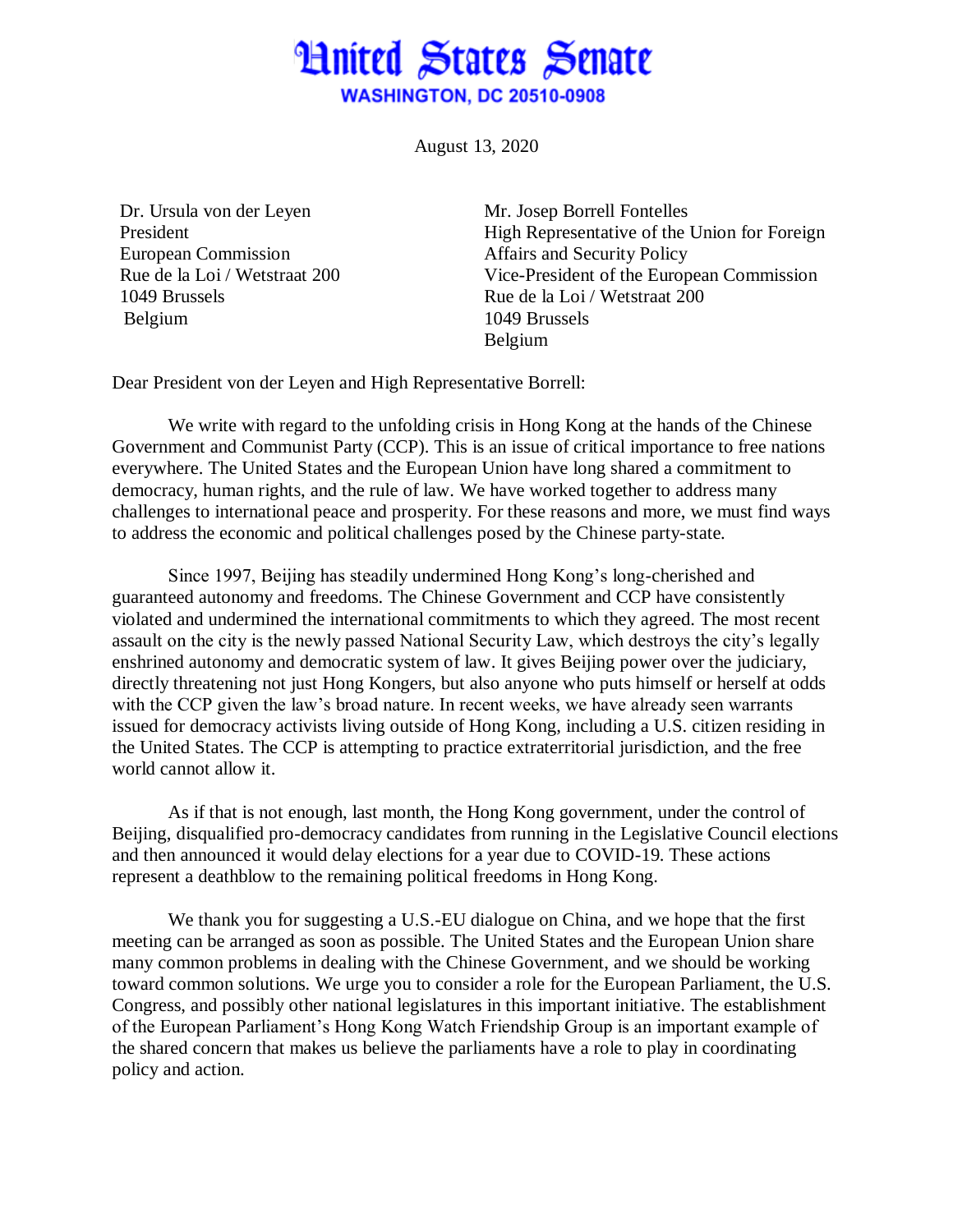# United States Senate

**WASHINGTON, DC 20510-0908**

August 13, 2020

Dr. Ursula von der Leyen
President
European Commission
Rue de la Loi / Wetstraat 200
1049 Brussels
Belgium

Mr. Josep Borrell Fontelles
High Representative of the Union for Foreign Affairs and Security Policy
Vice-President of the European Commission
Rue de la Loi / Wetstraat 200
1049 Brussels
Belgium

Dear President von der Leyen and High Representative Borrell:

We write with regard to the unfolding crisis in Hong Kong at the hands of the Chinese Government and Communist Party (CCP). This is an issue of critical importance to free nations everywhere. The United States and the European Union have long shared a commitment to democracy, human rights, and the rule of law. We have worked together to address many challenges to international peace and prosperity. For these reasons and more, we must find ways to address the economic and political challenges posed by the Chinese party-state.

Since 1997, Beijing has steadily undermined Hong Kong's long-cherished and guaranteed autonomy and freedoms. The Chinese Government and CCP have consistently violated and undermined the international commitments to which they agreed. The most recent assault on the city is the newly passed National Security Law, which destroys the city's legally enshrined autonomy and democratic system of law. It gives Beijing power over the judiciary, directly threatening not just Hong Kongers, but also anyone who puts himself or herself at odds with the CCP given the law's broad nature. In recent weeks, we have already seen warrants issued for democracy activists living outside of Hong Kong, including a U.S. citizen residing in the United States. The CCP is attempting to practice extraterritorial jurisdiction, and the free world cannot allow it.

As if that is not enough, last month, the Hong Kong government, under the control of Beijing, disqualified pro-democracy candidates from running in the Legislative Council elections and then announced it would delay elections for a year due to COVID-19. These actions represent a deathblow to the remaining political freedoms in Hong Kong.

We thank you for suggesting a U.S.-EU dialogue on China, and we hope that the first meeting can be arranged as soon as possible. The United States and the European Union share many common problems in dealing with the Chinese Government, and we should be working toward common solutions. We urge you to consider a role for the European Parliament, the U.S. Congress, and possibly other national legislatures in this important initiative. The establishment of the European Parliament's Hong Kong Watch Friendship Group is an important example of the shared concern that makes us believe the parliaments have a role to play in coordinating policy and action.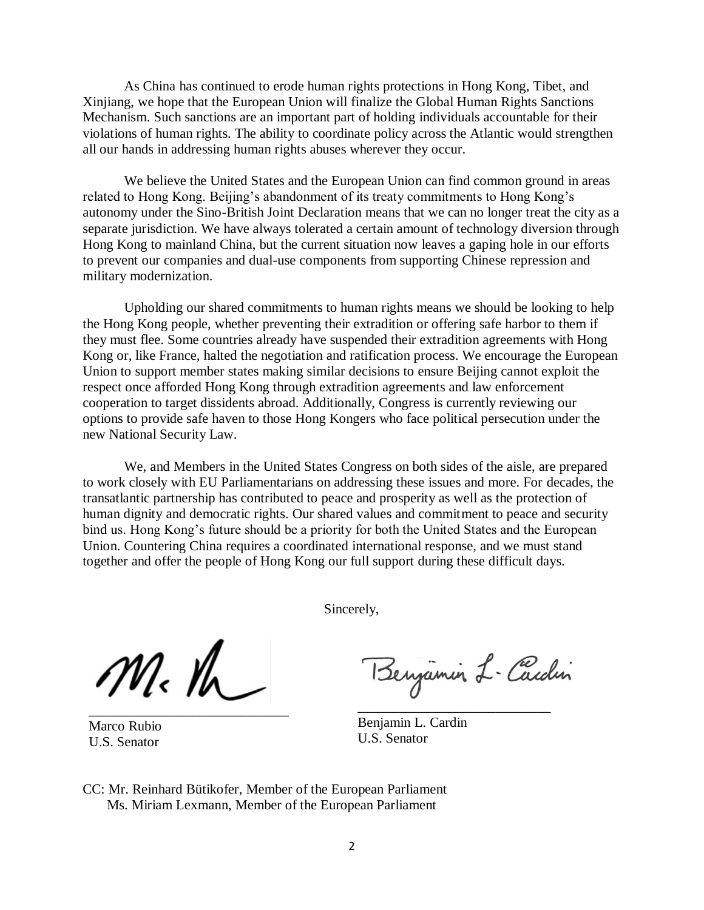As China has continued to erode human rights protections in Hong Kong, Tibet, and Xinjiang, we hope that the European Union will finalize the Global Human Rights Sanctions Mechanism. Such sanctions are an important part of holding individuals accountable for their violations of human rights. The ability to coordinate policy across the Atlantic would strengthen all our hands in addressing human rights abuses wherever they occur.

We believe the United States and the European Union can find common ground in areas related to Hong Kong. Beijing's abandonment of its treaty commitments to Hong Kong's autonomy under the Sino-British Joint Declaration means that we can no longer treat the city as a separate jurisdiction. We have always tolerated a certain amount of technology diversion through Hong Kong to mainland China, but the current situation now leaves a gaping hole in our efforts to prevent our companies and dual-use components from supporting Chinese repression and military modernization.

Upholding our shared commitments to human rights means we should be looking to help the Hong Kong people, whether preventing their extradition or offering safe harbor to them if they must flee. Some countries already have suspended their extradition agreements with Hong Kong or, like France, halted the negotiation and ratification process. We encourage the European Union to support member states making similar decisions to ensure Beijing cannot exploit the respect once afforded Hong Kong through extradition agreements and law enforcement cooperation to target dissidents abroad. Additionally, Congress is currently reviewing our options to provide safe haven to those Hong Kongers who face political persecution under the new National Security Law.

We, and Members in the United States Congress on both sides of the aisle, are prepared to work closely with EU Parliamentarians on addressing these issues and more. For decades, the transatlantic partnership has contributed to peace and prosperity as well as the protection of human dignity and democratic rights. Our shared values and commitment to peace and security bind us. Hong Kong's future should be a priority for both the United States and the European Union. Countering China requires a coordinated international response, and we must stand together and offer the people of Hong Kong our full support during these difficult days.

Sincerely,

Marco Rubio
U.S. Senator

Benjamin L. Cardin
U.S. Senator

CC: Mr. Reinhard Bütikofer, Member of the European Parliament
Ms. Miriam Lexmann, Member of the European Parliament